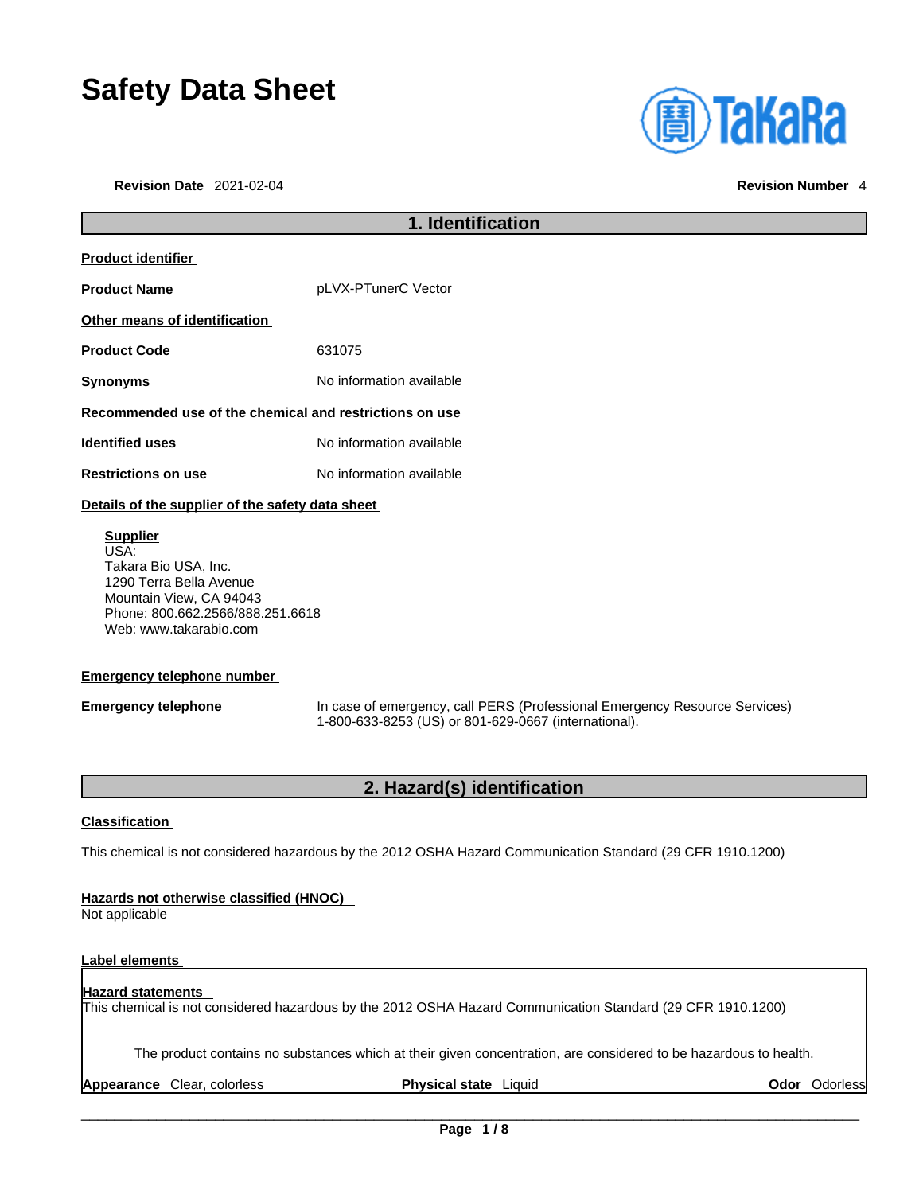# Safety Data Sheet

**Revision Date** 2021-02-04 **Revision Number** 4

## 1. Identification

**Product identifier**

**Product Name** pLVX-PTunerC Vector

**Other means of identification**

**Product Code** 631075

**Synonyms** No information available

**Recommended use of the chemical and restrictions on use**

**Identified uses** No information available

**Restrictions on use** No information available

**Details of the supplier of the safety data sheet**

**Supplier**
USA:
Takara Bio USA, Inc.
1290 Terra Bella Avenue
Mountain View, CA 94043
Phone: 800.662.2566/888.251.6618
Web: www.takarabio.com

**Emergency telephone number**

**Emergency telephone** In case of emergency, call PERS (Professional Emergency Resource Services) 1-800-633-8253 (US) or 801-629-0667 (international).

## 2. Hazard(s) identification

**Classification**

This chemical is not considered hazardous by the 2012 OSHA Hazard Communication Standard (29 CFR 1910.1200)

**Hazards not otherwise classified (HNOC)**
Not applicable

**Label elements**

**Hazard statements**
This chemical is not considered hazardous by the 2012 OSHA Hazard Communication Standard (29 CFR 1910.1200)

The product contains no substances which at their given concentration, are considered to be hazardous to health.

**Appearance** Clear, colorless **Physical state** Liquid **Odor** Odorless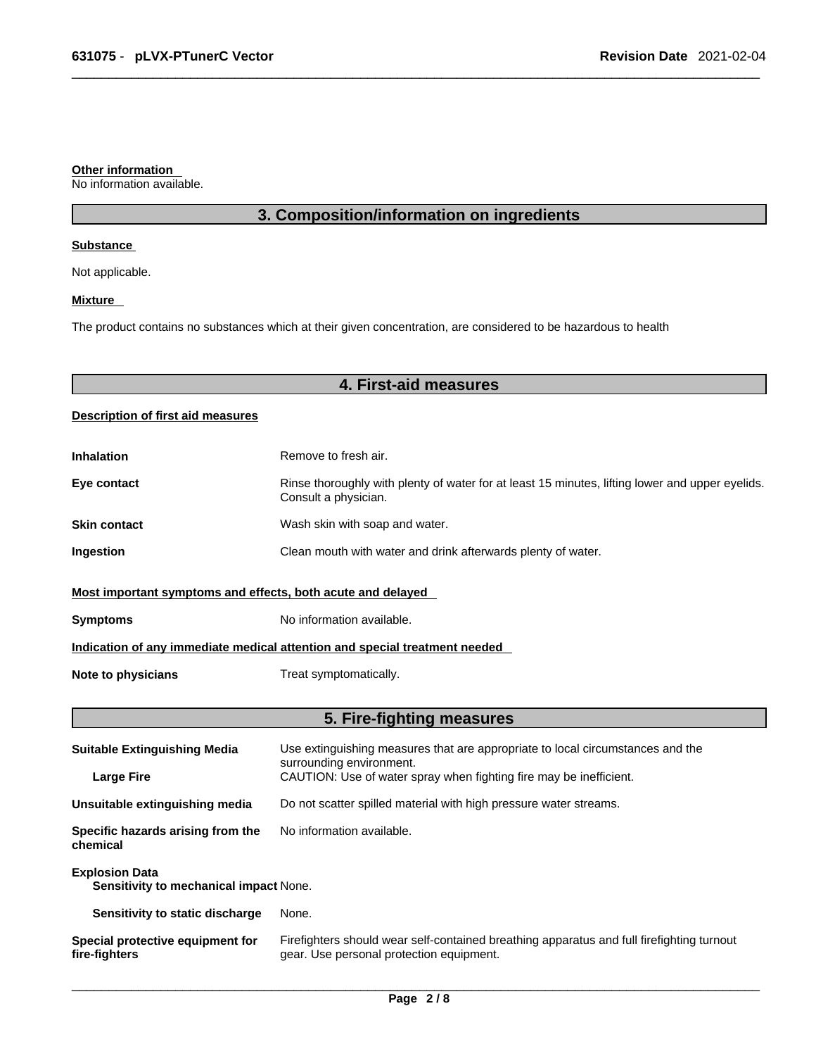**Other information**

No information available.

## 3. Composition/information on ingredients

**Substance**

Not applicable.

**Mixture**

The product contains no substances which at their given concentration, are considered to be hazardous to health

## 4. First-aid measures

**Description of first aid measures**

| | |
|---|---|
| **Inhalation** | Remove to fresh air. |
| **Eye contact** | Rinse thoroughly with plenty of water for at least 15 minutes, lifting lower and upper eyelids. Consult a physician. |
| **Skin contact** | Wash skin with soap and water. |
| **Ingestion** | Clean mouth with water and drink afterwards plenty of water. |

**Most important symptoms and effects, both acute and delayed**

| | |
|---|---|
| **Symptoms** | No information available. |

**Indication of any immediate medical attention and special treatment needed**

| | |
|---|---|
| **Note to physicians** | Treat symptomatically. |

## 5. Fire-fighting measures

| | |
|---|---|
| **Suitable Extinguishing Media** | Use extinguishing measures that are appropriate to local circumstances and the surrounding environment. |
| **Large Fire** | CAUTION: Use of water spray when fighting fire may be inefficient. |
| **Unsuitable extinguishing media** | Do not scatter spilled material with high pressure water streams. |
| **Specific hazards arising from the chemical** | No information available. |
| **Explosion Data** | |
| **Sensitivity to mechanical impact** | None. |
| **Sensitivity to static discharge** | None. |
| **Special protective equipment for fire-fighters** | Firefighters should wear self-contained breathing apparatus and full firefighting turnout gear. Use personal protection equipment. |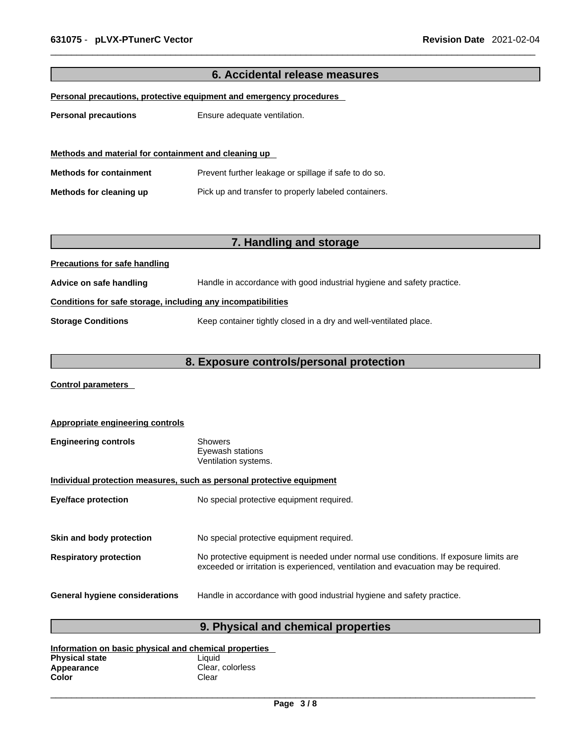## 6. Accidental release measures

**Personal precautions, protective equipment and emergency procedures**

**Personal precautions** Ensure adequate ventilation.

**Methods and material for containment and cleaning up**

**Methods for containment** Prevent further leakage or spillage if safe to do so.

**Methods for cleaning up** Pick up and transfer to properly labeled containers.

## 7. Handling and storage

**Precautions for safe handling**

**Advice on safe handling** Handle in accordance with good industrial hygiene and safety practice.

**Conditions for safe storage, including any incompatibilities**

**Storage Conditions** Keep container tightly closed in a dry and well-ventilated place.

## 8. Exposure controls/personal protection

**Control parameters**

**Appropriate engineering controls**

**Engineering controls** Showers
Eyewash stations
Ventilation systems.

**Individual protection measures, such as personal protective equipment**

**Eye/face protection** No special protective equipment required.

**Skin and body protection** No special protective equipment required.

**Respiratory protection** No protective equipment is needed under normal use conditions. If exposure limits are exceeded or irritation is experienced, ventilation and evacuation may be required.

**General hygiene considerations** Handle in accordance with good industrial hygiene and safety practice.

## 9. Physical and chemical properties

**Information on basic physical and chemical properties**

**Physical state** Liquid
**Appearance** Clear, colorless
**Color** Clear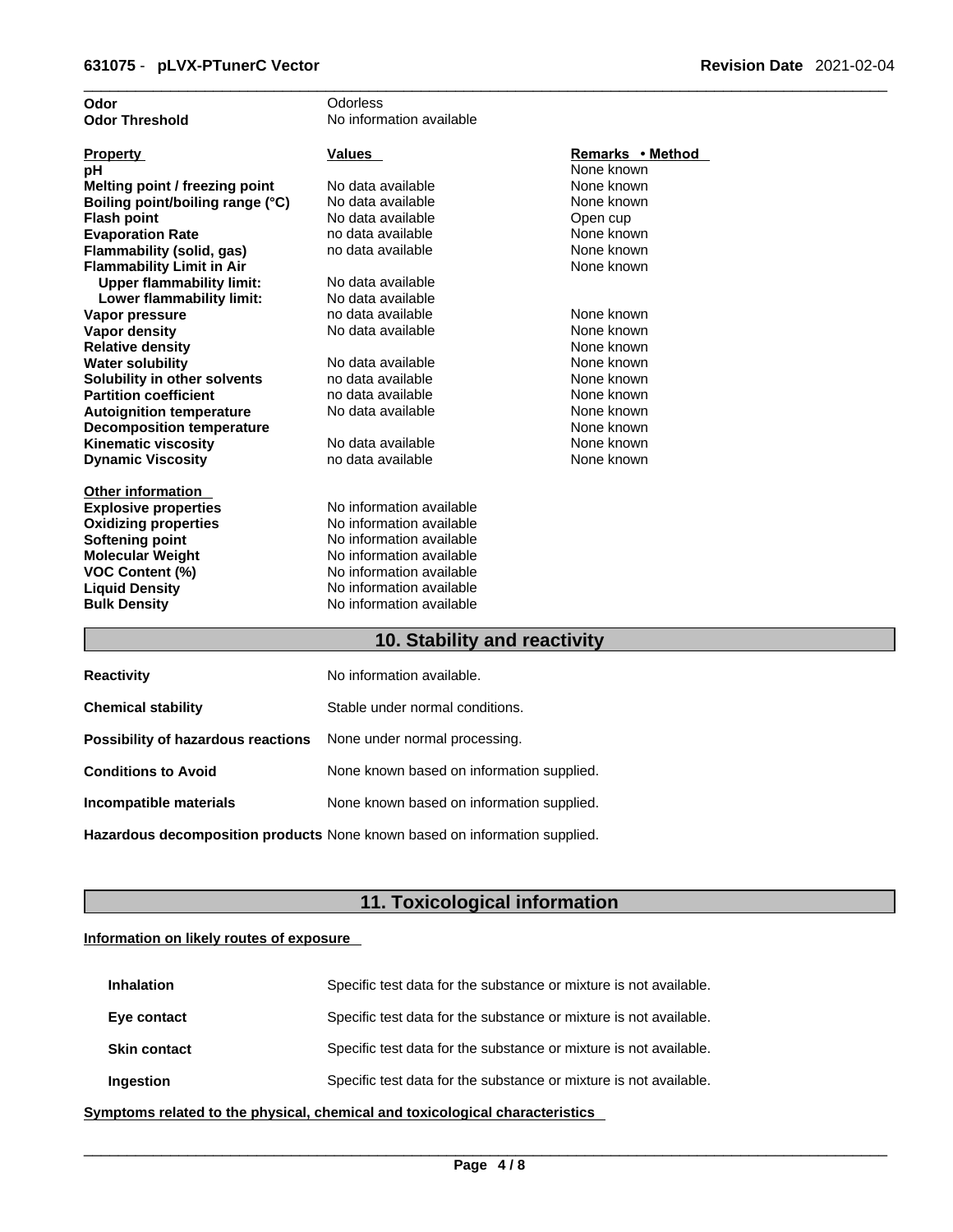| | |
|---|---|
| **Odor** | Odorless |
| **Odor Threshold** | No information available |

| **Property** | **Values** | **Remarks • Method** |
|---|---|---|
| **pH** | | None known |
| **Melting point / freezing point** | No data available | None known |
| **Boiling point/boiling range (°C)** | No data available | None known |
| **Flash point** | No data available | Open cup |
| **Evaporation Rate** | no data available | None known |
| **Flammability (solid, gas)** | no data available | None known |
| **Flammability Limit in Air** | | None known |
| **Upper flammability limit:** | No data available | |
| **Lower flammability limit:** | No data available | |
| **Vapor pressure** | no data available | None known |
| **Vapor density** | No data available | None known |
| **Relative density** | | None known |
| **Water solubility** | No data available | None known |
| **Solubility in other solvents** | no data available | None known |
| **Partition coefficient** | no data available | None known |
| **Autoignition temperature** | No data available | None known |
| **Decomposition temperature** | | None known |
| **Kinematic viscosity** | No data available | None known |
| **Dynamic Viscosity** | no data available | None known |

**Other information**

| | |
|---|---|
| **Explosive properties** | No information available |
| **Oxidizing properties** | No information available |
| **Softening point** | No information available |
| **Molecular Weight** | No information available |
| **VOC Content (%)** | No information available |
| **Liquid Density** | No information available |
| **Bulk Density** | No information available |

## 10. Stability and reactivity

| | |
|---|---|
| **Reactivity** | No information available. |
| **Chemical stability** | Stable under normal conditions. |
| **Possibility of hazardous reactions** | None under normal processing. |
| **Conditions to Avoid** | None known based on information supplied. |
| **Incompatible materials** | None known based on information supplied. |
| **Hazardous decomposition products** | None known based on information supplied. |

## 11. Toxicological information

**Information on likely routes of exposure**

| | |
|---|---|
| **Inhalation** | Specific test data for the substance or mixture is not available. |
| **Eye contact** | Specific test data for the substance or mixture is not available. |
| **Skin contact** | Specific test data for the substance or mixture is not available. |
| **Ingestion** | Specific test data for the substance or mixture is not available. |

**Symptoms related to the physical, chemical and toxicological characteristics**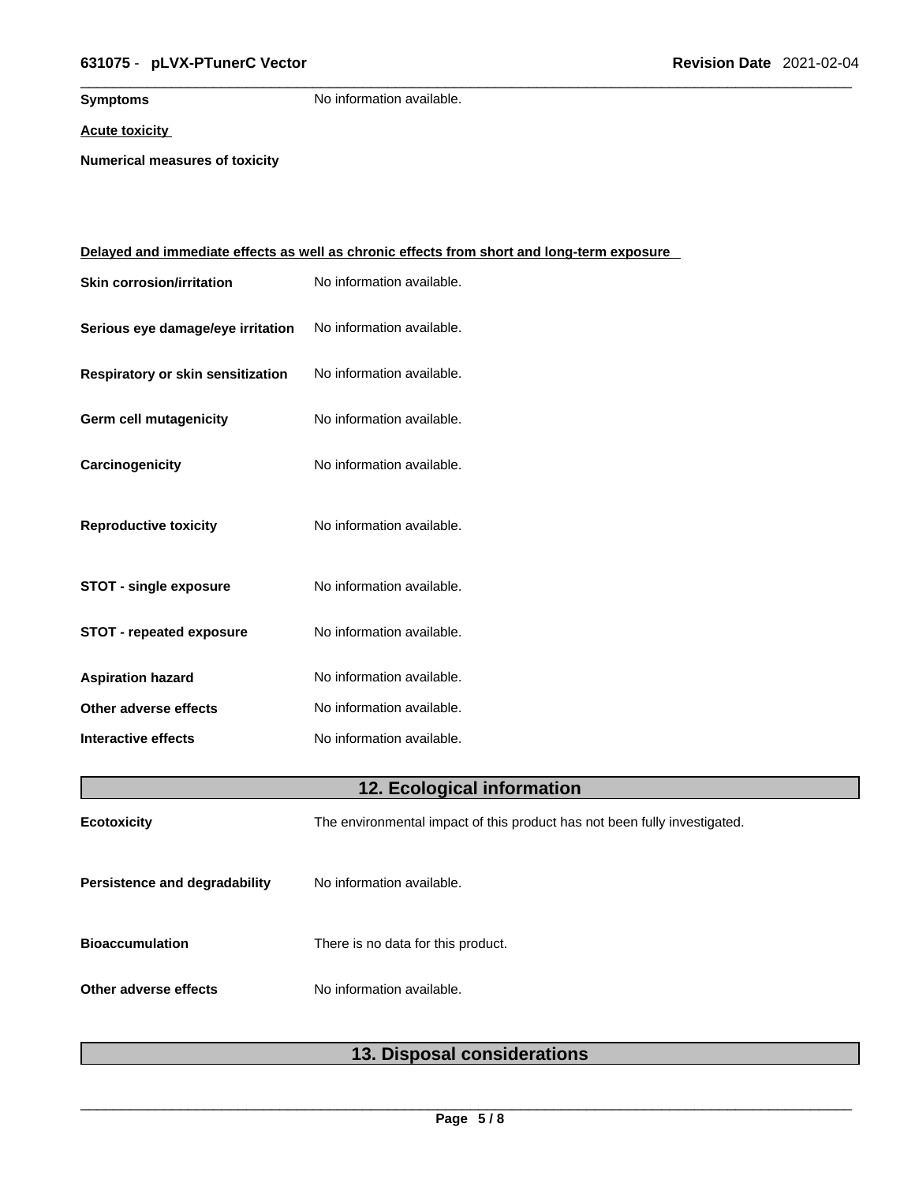**Symptoms** No information available.

**Acute toxicity**

**Numerical measures of toxicity**

**Delayed and immediate effects as well as chronic effects from short and long-term exposure**

| | |
|---|---|
| **Skin corrosion/irritation** | No information available. |
| **Serious eye damage/eye irritation** | No information available. |
| **Respiratory or skin sensitization** | No information available. |
| **Germ cell mutagenicity** | No information available. |
| **Carcinogenicity** | No information available. |
| **Reproductive toxicity** | No information available. |
| **STOT - single exposure** | No information available. |
| **STOT - repeated exposure** | No information available. |
| **Aspiration hazard** | No information available. |
| **Other adverse effects** | No information available. |
| **Interactive effects** | No information available. |

## 12. Ecological information

| | |
|---|---|
| **Ecotoxicity** | The environmental impact of this product has not been fully investigated. |
| **Persistence and degradability** | No information available. |
| **Bioaccumulation** | There is no data for this product. |
| **Other adverse effects** | No information available. |

## 13. Disposal considerations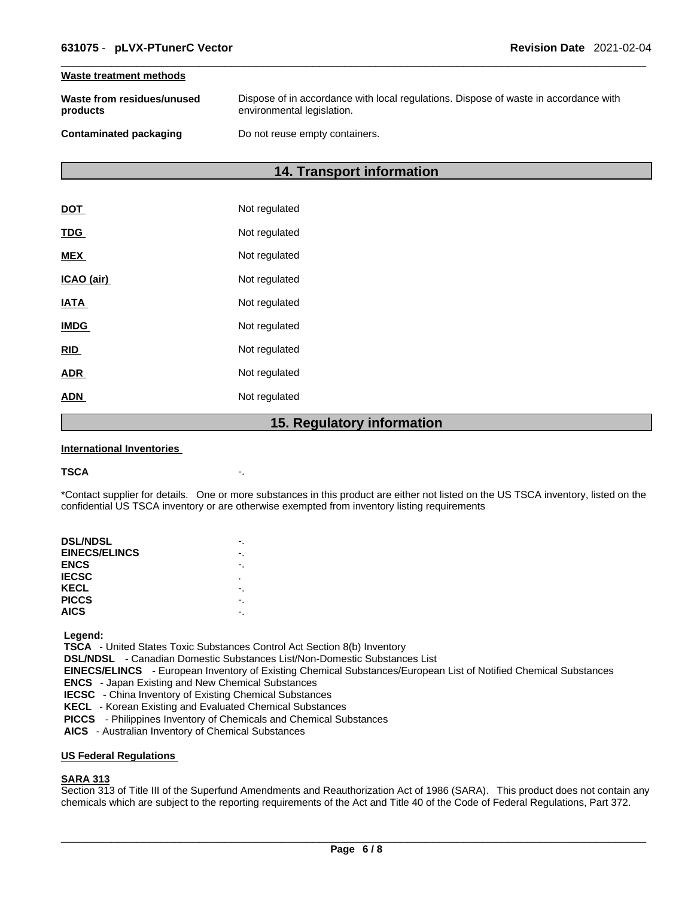**Waste treatment methods**

| | |
|---|---|
| **Waste from residues/unused products** | Dispose of in accordance with local regulations. Dispose of waste in accordance with environmental legislation. |
| **Contaminated packaging** | Do not reuse empty containers. |

## 14. Transport information

| | |
|---|---|
| **DOT** | Not regulated |
| **TDG** | Not regulated |
| **MEX** | Not regulated |
| **ICAO (air)** | Not regulated |
| **IATA** | Not regulated |
| **IMDG** | Not regulated |
| **RID** | Not regulated |
| **ADR** | Not regulated |
| **ADN** | Not regulated |

## 15. Regulatory information

**International Inventories**

**TSCA** -.

*Contact supplier for details. One or more substances in this product are either not listed on the US TSCA inventory, listed on the confidential US TSCA inventory or are otherwise exempted from inventory listing requirements

| | |
|---|---|
| **DSL/NDSL** | -. |
| **EINECS/ELINCS** | -. |
| **ENCS** | -. |
| **IECSC** | . |
| **KECL** | -. |
| **PICCS** | -. |
| **AICS** | -. |

**Legend:**
**TSCA** - United States Toxic Substances Control Act Section 8(b) Inventory
**DSL/NDSL** - Canadian Domestic Substances List/Non-Domestic Substances List
**EINECS/ELINCS** - European Inventory of Existing Chemical Substances/European List of Notified Chemical Substances
**ENCS** - Japan Existing and New Chemical Substances
**IECSC** - China Inventory of Existing Chemical Substances
**KECL** - Korean Existing and Evaluated Chemical Substances
**PICCS** - Philippines Inventory of Chemicals and Chemical Substances
**AICS** - Australian Inventory of Chemical Substances

**US Federal Regulations**

**SARA 313**
Section 313 of Title III of the Superfund Amendments and Reauthorization Act of 1986 (SARA). This product does not contain any chemicals which are subject to the reporting requirements of the Act and Title 40 of the Code of Federal Regulations, Part 372.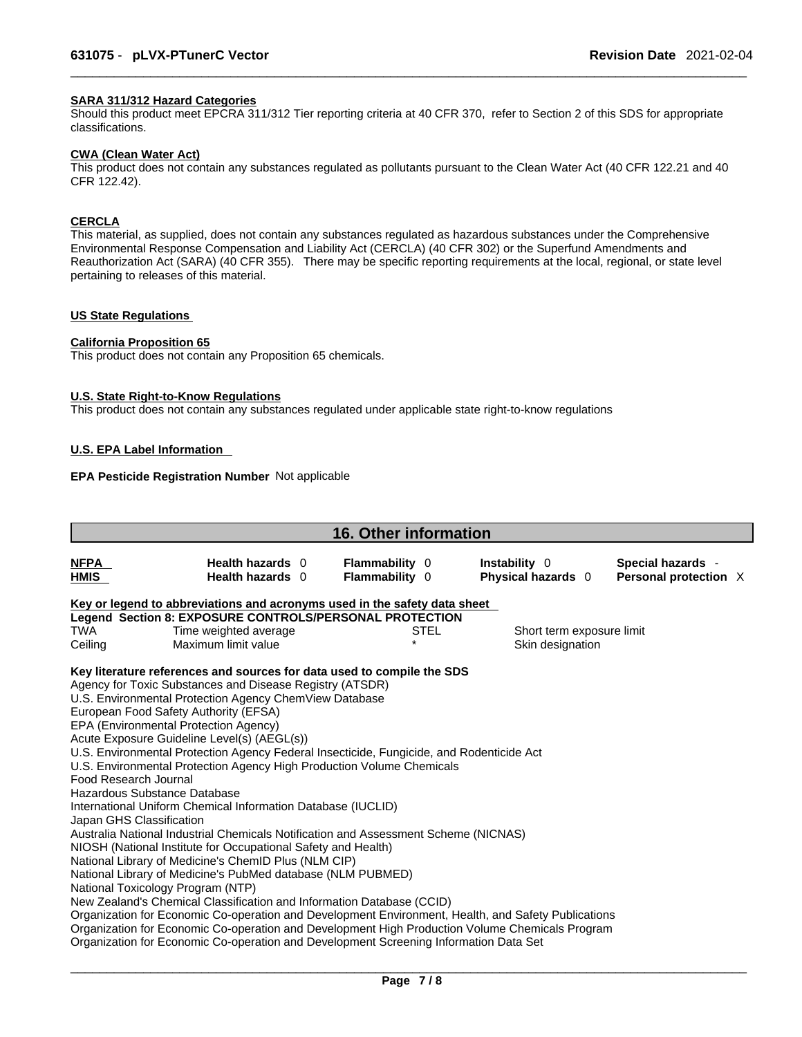#### SARA 311/312 Hazard Categories

Should this product meet EPCRA 311/312 Tier reporting criteria at 40 CFR 370, refer to Section 2 of this SDS for appropriate classifications.

#### CWA (Clean Water Act)

This product does not contain any substances regulated as pollutants pursuant to the Clean Water Act (40 CFR 122.21 and 40 CFR 122.42).

#### CERCLA

This material, as supplied, does not contain any substances regulated as hazardous substances under the Comprehensive Environmental Response Compensation and Liability Act (CERCLA) (40 CFR 302) or the Superfund Amendments and Reauthorization Act (SARA) (40 CFR 355). There may be specific reporting requirements at the local, regional, or state level pertaining to releases of this material.

#### US State Regulations

#### California Proposition 65

This product does not contain any Proposition 65 chemicals.

#### U.S. State Right-to-Know Regulations

This product does not contain any substances regulated under applicable state right-to-know regulations

#### U.S. EPA Label Information

**EPA Pesticide Registration Number** Not applicable

## 16. Other information

| | | | | |
|---|---|---|---|---|
| **NFPA** | **Health hazards** 0 | **Flammability** 0 | **Instability** 0 | **Special hazards** - |
| **HMIS** | **Health hazards** 0 | **Flammability** 0 | **Physical hazards** 0 | **Personal protection** X |

**Key or legend to abbreviations and acronyms used in the safety data sheet**

**Legend Section 8: EXPOSURE CONTROLS/PERSONAL PROTECTION**

| | | | |
|---|---|---|---|
| TWA | Time weighted average | STEL | Short term exposure limit |
| Ceiling | Maximum limit value | * | Skin designation |

**Key literature references and sources for data used to compile the SDS**

Agency for Toxic Substances and Disease Registry (ATSDR)
U.S. Environmental Protection Agency ChemView Database
European Food Safety Authority (EFSA)
EPA (Environmental Protection Agency)
Acute Exposure Guideline Level(s) (AEGL(s))
U.S. Environmental Protection Agency Federal Insecticide, Fungicide, and Rodenticide Act
U.S. Environmental Protection Agency High Production Volume Chemicals
Food Research Journal
Hazardous Substance Database
International Uniform Chemical Information Database (IUCLID)
Japan GHS Classification
Australia National Industrial Chemicals Notification and Assessment Scheme (NICNAS)
NIOSH (National Institute for Occupational Safety and Health)
National Library of Medicine's ChemID Plus (NLM CIP)
National Library of Medicine's PubMed database (NLM PUBMED)
National Toxicology Program (NTP)
New Zealand's Chemical Classification and Information Database (CCID)
Organization for Economic Co-operation and Development Environment, Health, and Safety Publications
Organization for Economic Co-operation and Development High Production Volume Chemicals Program
Organization for Economic Co-operation and Development Screening Information Data Set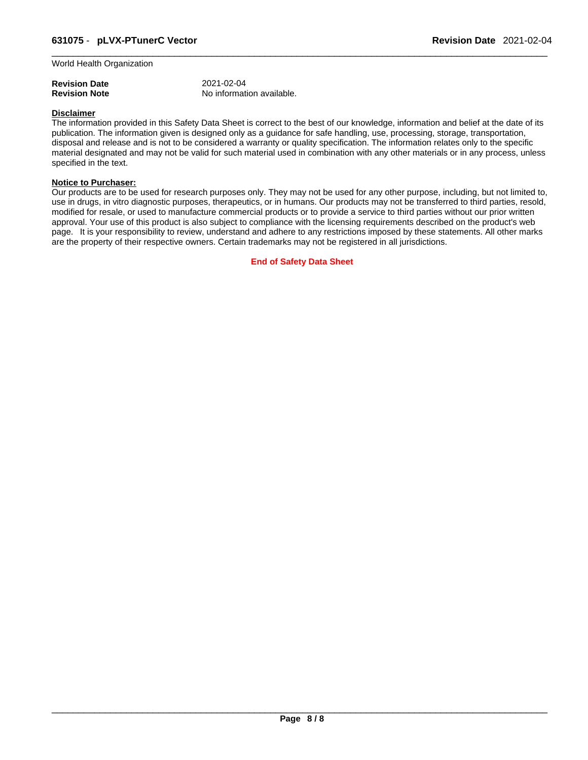World Health Organization

| | |
|---|---|
| **Revision Date** | 2021-02-04 |
| **Revision Note** | No information available. |

**Disclaimer**

The information provided in this Safety Data Sheet is correct to the best of our knowledge, information and belief at the date of its publication. The information given is designed only as a guidance for safe handling, use, processing, storage, transportation, disposal and release and is not to be considered a warranty or quality specification. The information relates only to the specific material designated and may not be valid for such material used in combination with any other materials or in any process, unless specified in the text.

**Notice to Purchaser:**

Our products are to be used for research purposes only. They may not be used for any other purpose, including, but not limited to, use in drugs, in vitro diagnostic purposes, therapeutics, or in humans. Our products may not be transferred to third parties, resold, modified for resale, or used to manufacture commercial products or to provide a service to third parties without our prior written approval. Your use of this product is also subject to compliance with the licensing requirements described on the product's web page. It is your responsibility to review, understand and adhere to any restrictions imposed by these statements. All other marks are the property of their respective owners. Certain trademarks may not be registered in all jurisdictions.

**End of Safety Data Sheet**